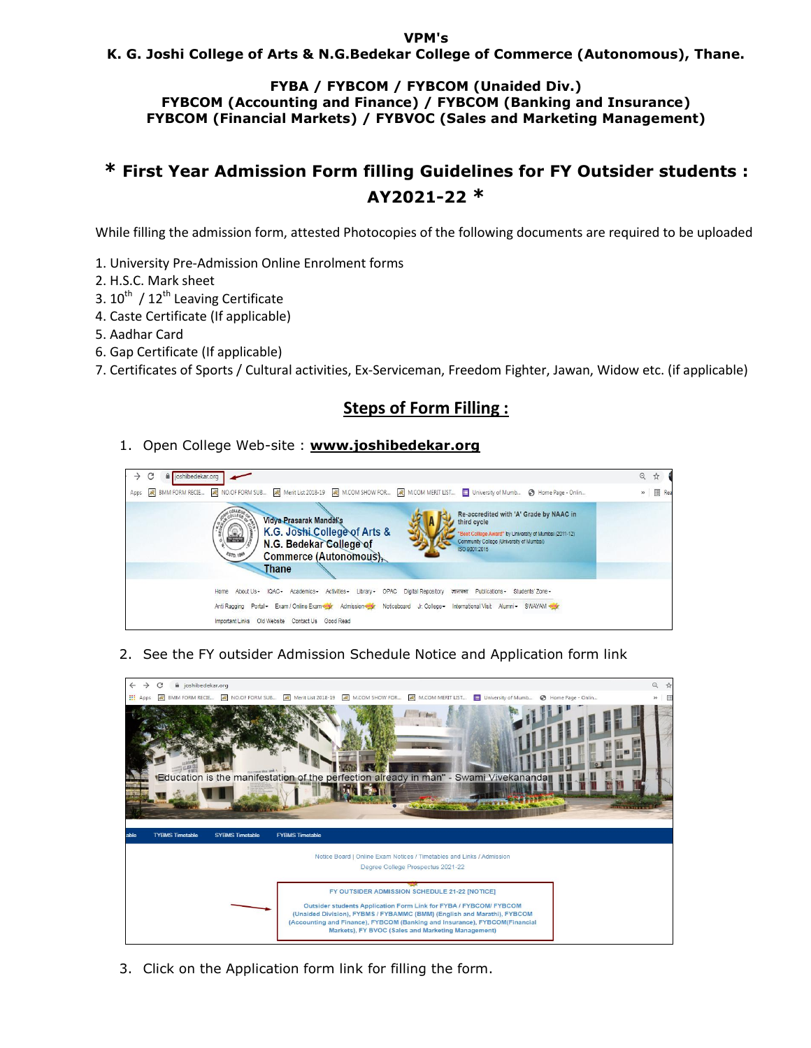**VPM's**

**K. G. Joshi College of Arts & N.G.Bedekar College of Commerce (Autonomous), Thane.**

**FYBA / FYBCOM / FYBCOM (Unaided Div.)**
**FYBCOM (Accounting and Finance) / FYBCOM (Banking and Insurance)**
**FYBCOM (Financial Markets) / FYBVOC (Sales and Marketing Management)**

# * First Year Admission Form filling Guidelines for FY Outsider students : AY2021-22 *

While filling the admission form, attested Photocopies of the following documents are required to be uploaded

1. University Pre-Admission Online Enrolment forms
2. H.S.C. Mark sheet
3. 10th / 12th Leaving Certificate
4. Caste Certificate (If applicable)
5. Aadhar Card
6. Gap Certificate (If applicable)
7. Certificates of Sports / Cultural activities, Ex-Serviceman, Freedom Fighter, Jawan, Widow etc. (if applicable)

## Steps of Form Filling :

1. Open College Web-site : **www.joshibedekar.org**

2. See the FY outsider Admission Schedule Notice and Application form link

3. Click on the Application form link for filling the form.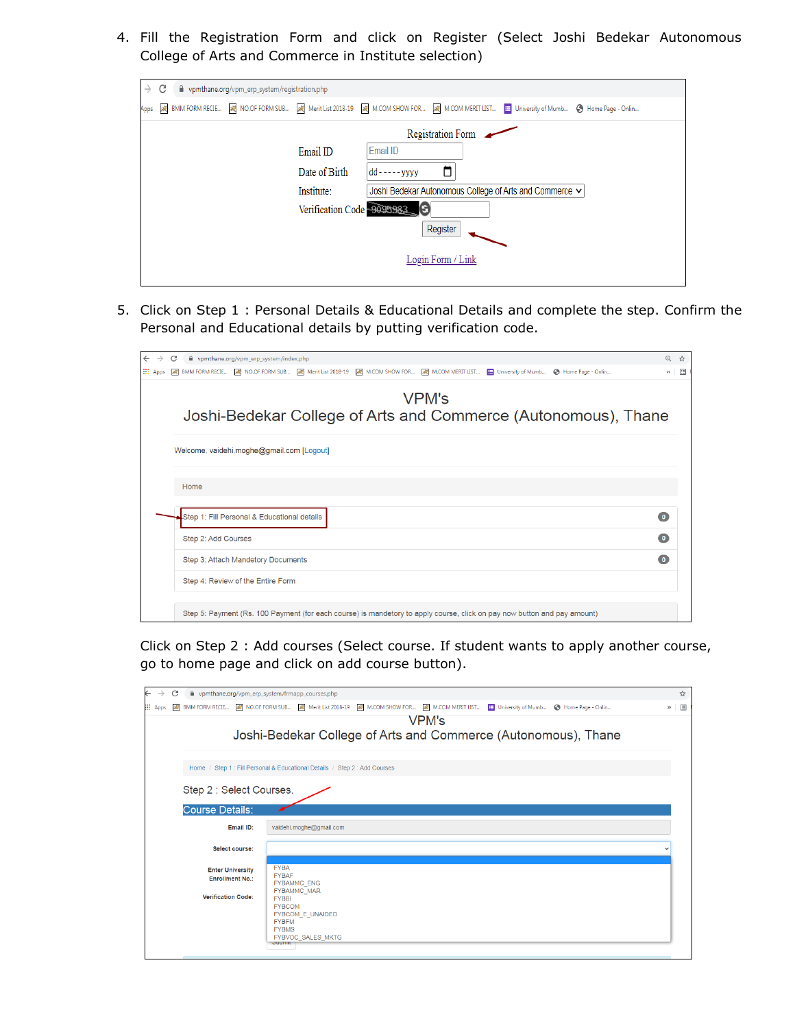4. Fill the Registration Form and click on Register (Select Joshi Bedekar Autonomous College of Arts and Commerce in Institute selection)

5. Click on Step 1 : Personal Details & Educational Details and complete the step. Confirm the Personal and Educational details by putting verification code.

Click on Step 2 : Add courses (Select course. If student wants to apply another course, go to home page and click on add course button).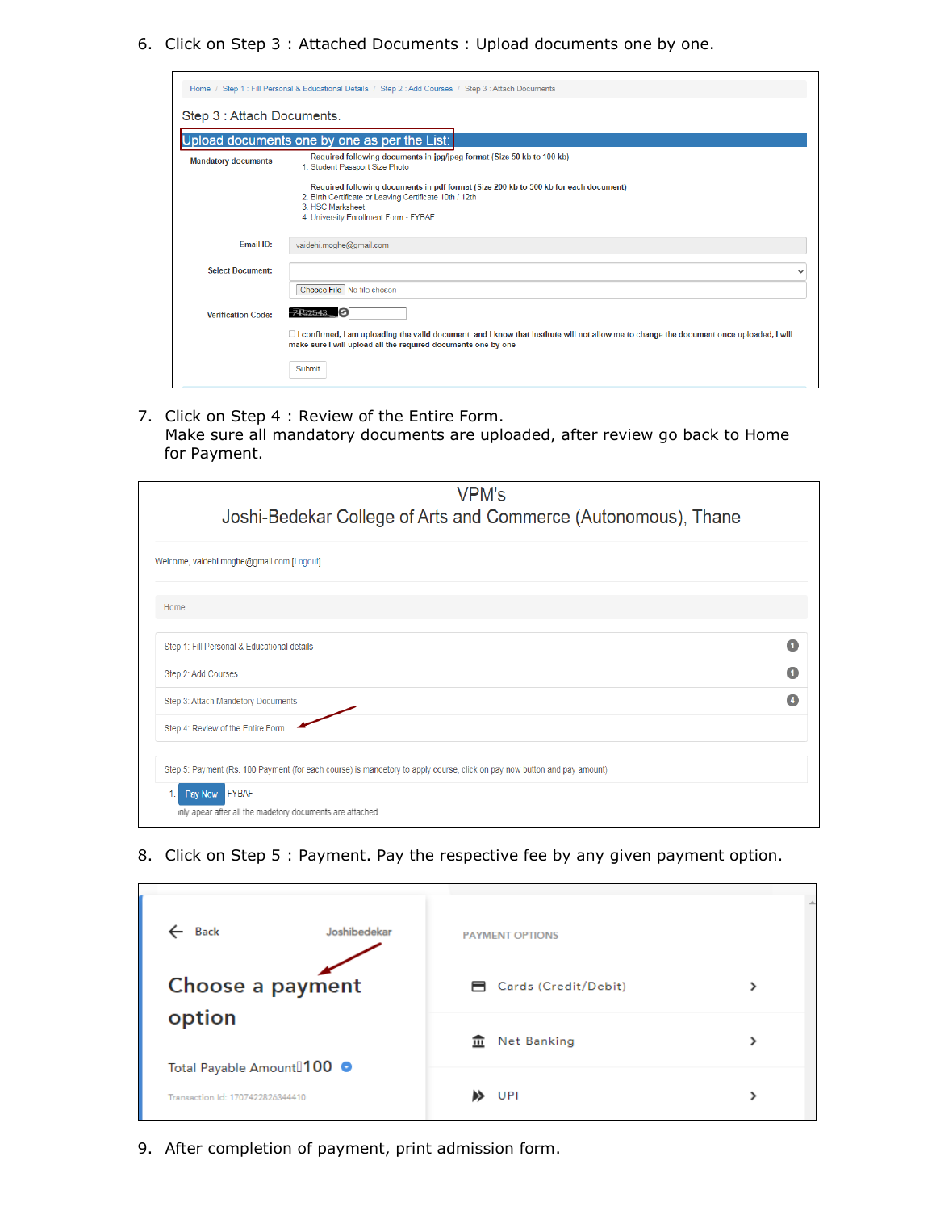6. Click on Step 3 : Attached Documents : Upload documents one by one.

Home / Step 1 : Fill Personal & Educational Details / Step 2 : Add Courses / Step 3 : Attach Documents

Step 3 : Attach Documents.

Upload documents one by one as per the List:

Mandatory documents

Required following documents in jpg/jpeg format (Size 50 kb to 100 kb)
1. Student Passport Size Photo

Required following documents in pdf format (Size 200 kb to 500 kb for each document)
2. Birth Certificate or Leaving Certificate 10th / 12th
3. HSC Marksheet
4. University Enrollment Form - FYBAF

Email ID: vaidehi.moghe@gmail.com

Select Document:

Choose File No file chosen

Verification Code: 7152542

I confirmed, I am uploading the valid document and I know that institute will not allow me to change the document once uploaded, I will make sure I will upload all the required documents one by one

Submit

7. Click on Step 4 : Review of the Entire Form.
   Make sure all mandatory documents are uploaded, after review go back to Home for Payment.

VPM's
Joshi-Bedekar College of Arts and Commerce (Autonomous), Thane

Welcome, vaidehi.moghe@gmail.com [Logout]

Home

Step 1: Fill Personal & Educational details 1

Step 2: Add Courses 1

Step 3: Attach Mandetory Documents 4

Step 4: Review of the Entire Form

Step 5: Payment (Rs. 100 Payment (for each course) is mandetory to apply course, click on pay now button and pay amount)

1. Pay Now FYBAF

nly apear after all the madetory documents are attached

8. Click on Step 5 : Payment. Pay the respective fee by any given payment option.

Back Joshibedekar

Choose a payment option

Total Payable Amount 100

Transaction Id: 1707422826344410

PAYMENT OPTIONS

Cards (Credit/Debit)

Net Banking

UPI

9. After completion of payment, print admission form.